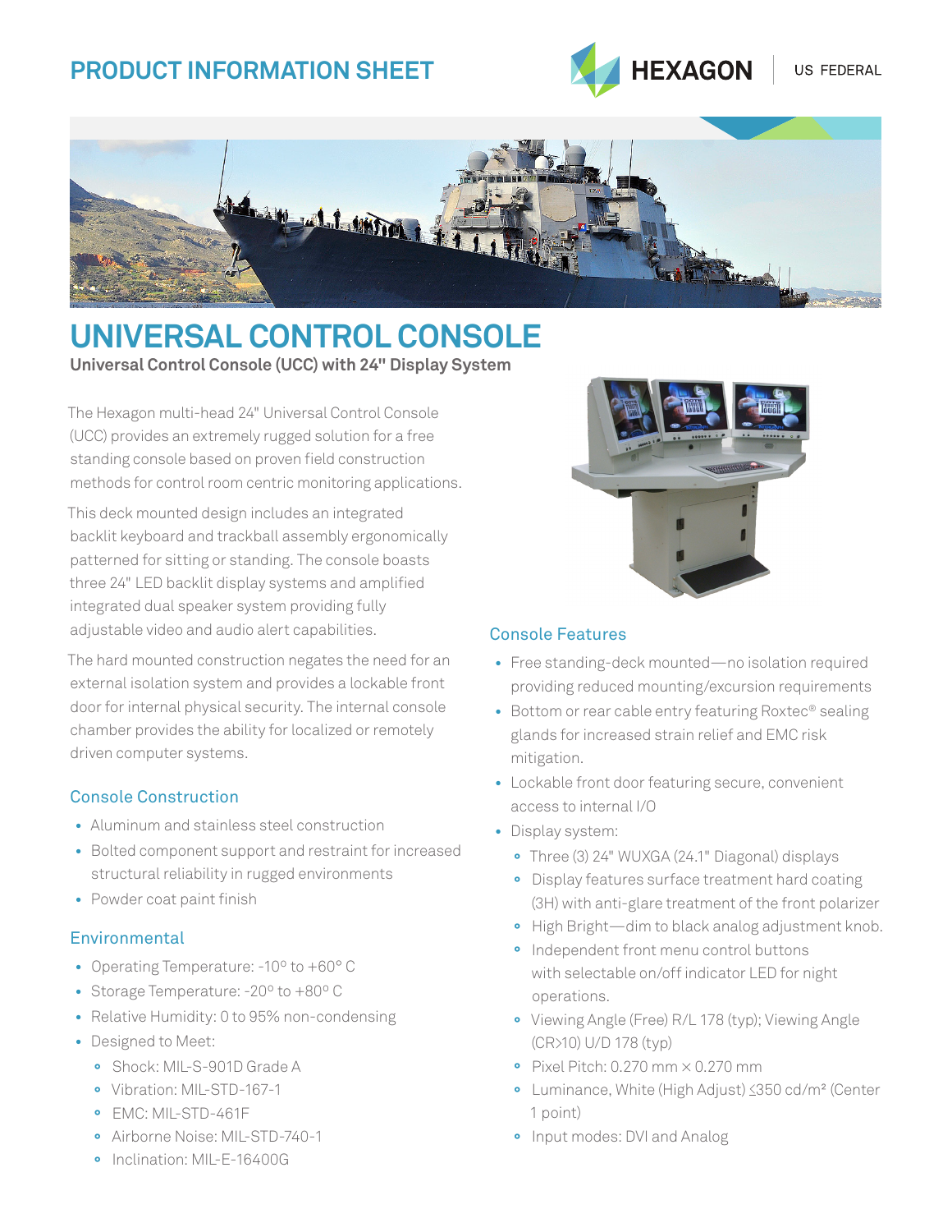# PRODUCT INFORMATION SHEET

HEXAGON | US FEDERAL

# UNIVERSAL CONTROL CONSOLE

**Universal Control Console (UCC) with 24" Display System**

The Hexagon multi-head 24" Universal Control Console (UCC) provides an extremely rugged solution for a free standing console based on proven field construction methods for control room centric monitoring applications.

This deck mounted design includes an integrated backlit keyboard and trackball assembly ergonomically patterned for sitting or standing. The console boasts three 24" LED backlit display systems and amplified integrated dual speaker system providing fully adjustable video and audio alert capabilities.

The hard mounted construction negates the need for an external isolation system and provides a lockable front door for internal physical security. The internal console chamber provides the ability for localized or remotely driven computer systems.

## Console Construction

- Aluminum and stainless steel construction
- Bolted component support and restraint for increased structural reliability in rugged environments
- Powder coat paint finish

## Environmental

- Operating Temperature: -10º to +60º C
- Storage Temperature: -20º to +80º C
- Relative Humidity: 0 to 95% non-condensing
- Designed to Meet:
  - Shock: MIL-S-901D Grade A
  - Vibration: MIL-STD-167-1
  - EMC: MIL-STD-461F
  - Airborne Noise: MIL-STD-740-1
  - Inclination: MIL-E-16400G

## Console Features

- Free standing-deck mounted—no isolation required providing reduced mounting/excursion requirements
- Bottom or rear cable entry featuring Roxtec® sealing glands for increased strain relief and EMC risk mitigation.
- Lockable front door featuring secure, convenient access to internal I/O
- Display system:
  - Three (3) 24" WUXGA (24.1" Diagonal) displays
  - Display features surface treatment hard coating (3H) with anti-glare treatment of the front polarizer
  - High Bright—dim to black analog adjustment knob.
  - Independent front menu control buttons with selectable on/off indicator LED for night operations.
  - Viewing Angle (Free) R/L 178 (typ); Viewing Angle (CR>10) U/D 178 (typ)
  - Pixel Pitch: 0.270 mm × 0.270 mm
  - Luminance, White (High Adjust) ≤350 cd/m² (Center 1 point)
  - Input modes: DVI and Analog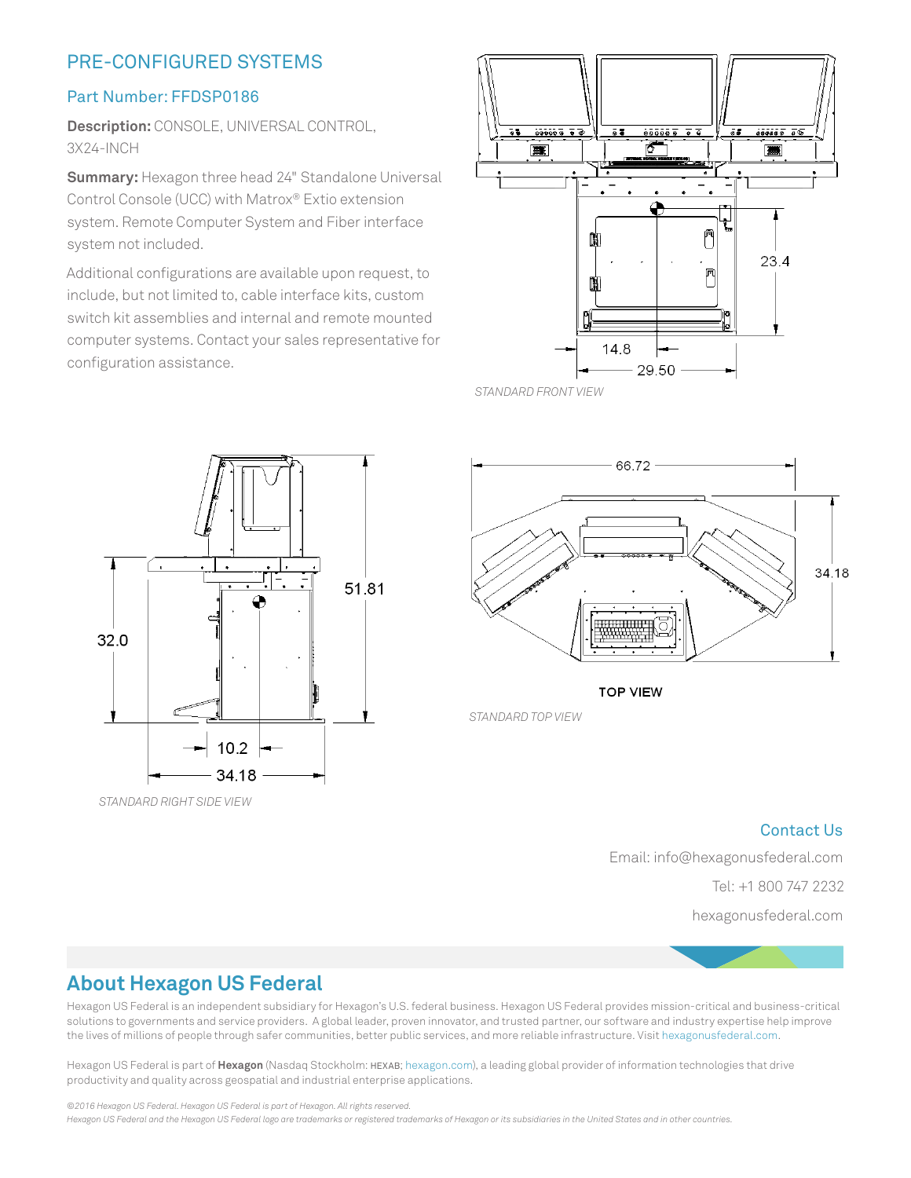## PRE-CONFIGURED SYSTEMS

### Part Number: FFDSP0186

**Description:** CONSOLE, UNIVERSAL CONTROL, 3X24-INCH

**Summary:** Hexagon three head 24" Standalone Universal Control Console (UCC) with Matrox® Extio extension system. Remote Computer System and Fiber interface system not included.

Additional configurations are available upon request, to include, but not limited to, cable interface kits, custom switch kit assemblies and internal and remote mounted computer systems. Contact your sales representative for configuration assistance.

23.4

14.8

29.50

*STANDARD FRONT VIEW*

66.72

34.18

TOP VIEW

*STANDARD TOP VIEW*

51.81

32.0

10.2

34.18

*STANDARD RIGHT SIDE VIEW*

### Contact Us

Email: info@hexagonusfederal.com

Tel: +1 800 747 2232

hexagonusfederal.com

## About Hexagon US Federal

Hexagon US Federal is an independent subsidiary for Hexagon's U.S. federal business. Hexagon US Federal provides mission-critical and business-critical solutions to governments and service providers. A global leader, proven innovator, and trusted partner, our software and industry expertise help improve the lives of millions of people through safer communities, better public services, and more reliable infrastructure. Visit hexagonusfederal.com.

Hexagon US Federal is part of **Hexagon** (Nasdaq Stockholm: HEXAB; hexagon.com), a leading global provider of information technologies that drive productivity and quality across geospatial and industrial enterprise applications.

*©2016 Hexagon US Federal. Hexagon US Federal is part of Hexagon. All rights reserved.*
*Hexagon US Federal and the Hexagon US Federal logo are trademarks or registered trademarks of Hexagon or its subsidiaries in the United States and in other countries.*